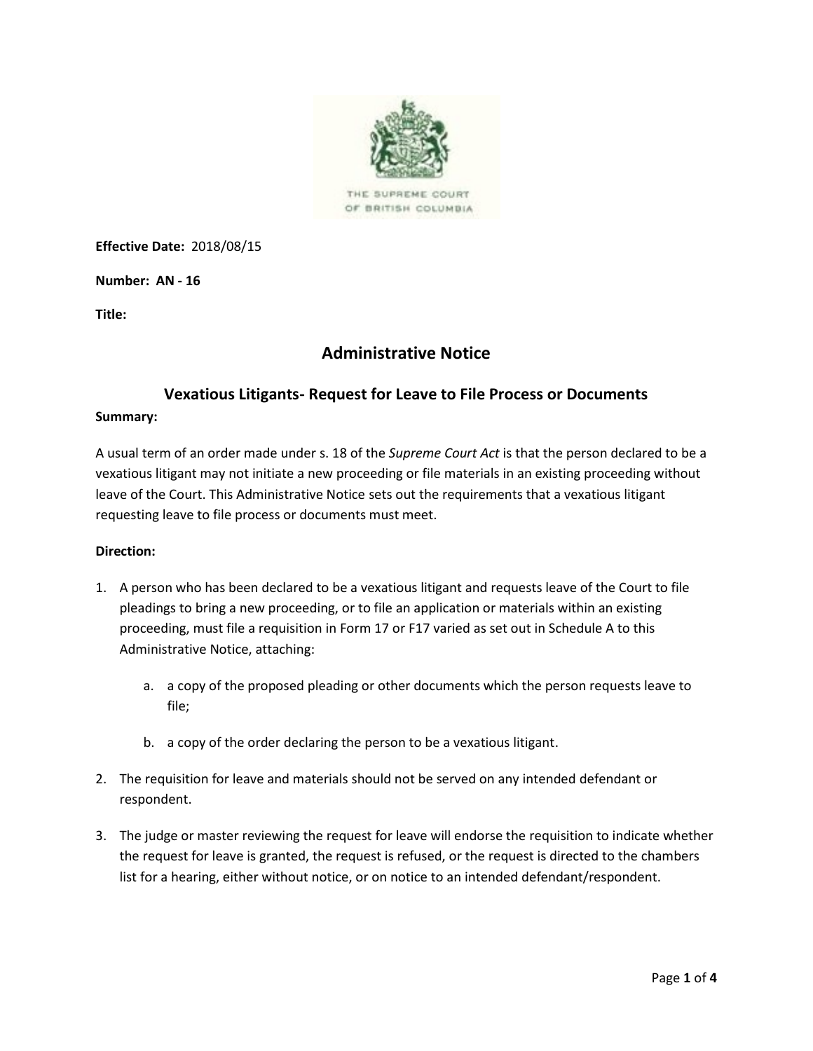THE SUPREME COURT
OF BRITISH COLUMBIA

**Effective Date:** 2018/08/15

**Number: AN - 16**

**Title:**

# Administrative Notice

## Vexatious Litigants- Request for Leave to File Process or Documents

**Summary:**

A usual term of an order made under s. 18 of the *Supreme Court Act* is that the person declared to be a vexatious litigant may not initiate a new proceeding or file materials in an existing proceeding without leave of the Court. This Administrative Notice sets out the requirements that a vexatious litigant requesting leave to file process or documents must meet.

**Direction:**

1. A person who has been declared to be a vexatious litigant and requests leave of the Court to file pleadings to bring a new proceeding, or to file an application or materials within an existing proceeding, must file a requisition in Form 17 or F17 varied as set out in Schedule A to this Administrative Notice, attaching:

    a. a copy of the proposed pleading or other documents which the person requests leave to file;

    b. a copy of the order declaring the person to be a vexatious litigant.

2. The requisition for leave and materials should not be served on any intended defendant or respondent.

3. The judge or master reviewing the request for leave will endorse the requisition to indicate whether the request for leave is granted, the request is refused, or the request is directed to the chambers list for a hearing, either without notice, or on notice to an intended defendant/respondent.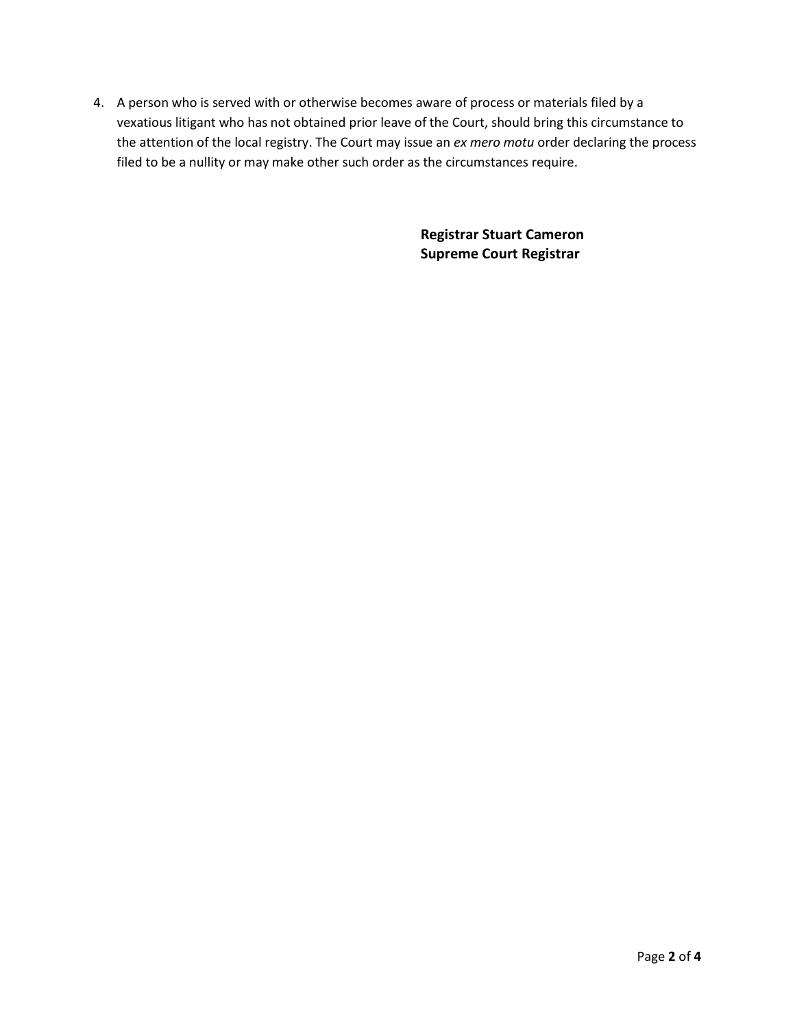4. A person who is served with or otherwise becomes aware of process or materials filed by a vexatious litigant who has not obtained prior leave of the Court, should bring this circumstance to the attention of the local registry. The Court may issue an *ex mero motu* order declaring the process filed to be a nullity or may make other such order as the circumstances require.

**Registrar Stuart Cameron**
**Supreme Court Registrar**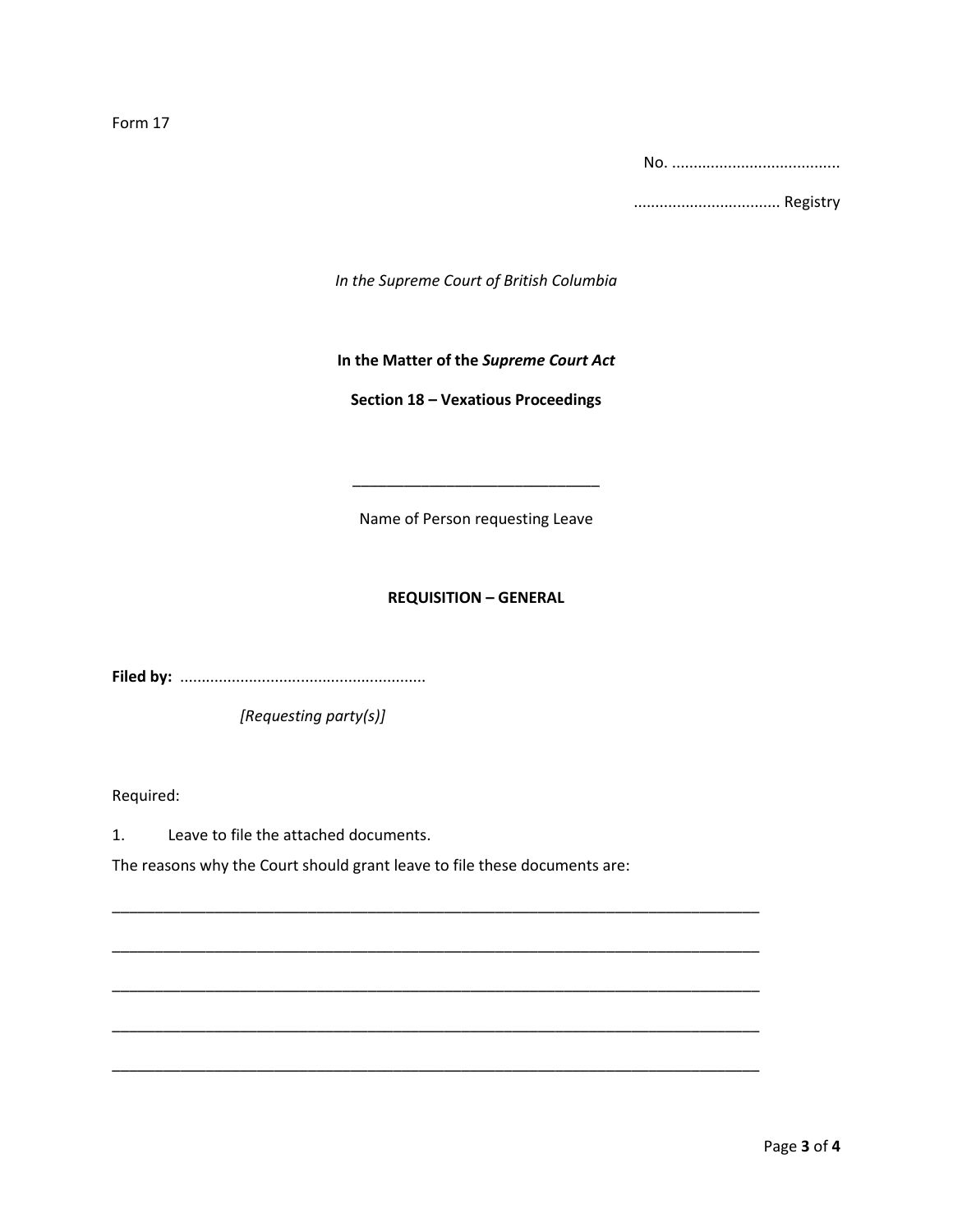Form 17

No. .......................................

.................................. Registry

*In the Supreme Court of British Columbia*

**In the Matter of the *Supreme Court Act***

**Section 18 – Vexatious Proceedings**

______________________________

Name of Person requesting Leave

**REQUISITION – GENERAL**

**Filed by:** ........................................................

*[Requesting party(s)]*

Required:

1. Leave to file the attached documents.

The reasons why the Court should grant leave to file these documents are:

________________________________________________________________________________

________________________________________________________________________________

________________________________________________________________________________

________________________________________________________________________________

________________________________________________________________________________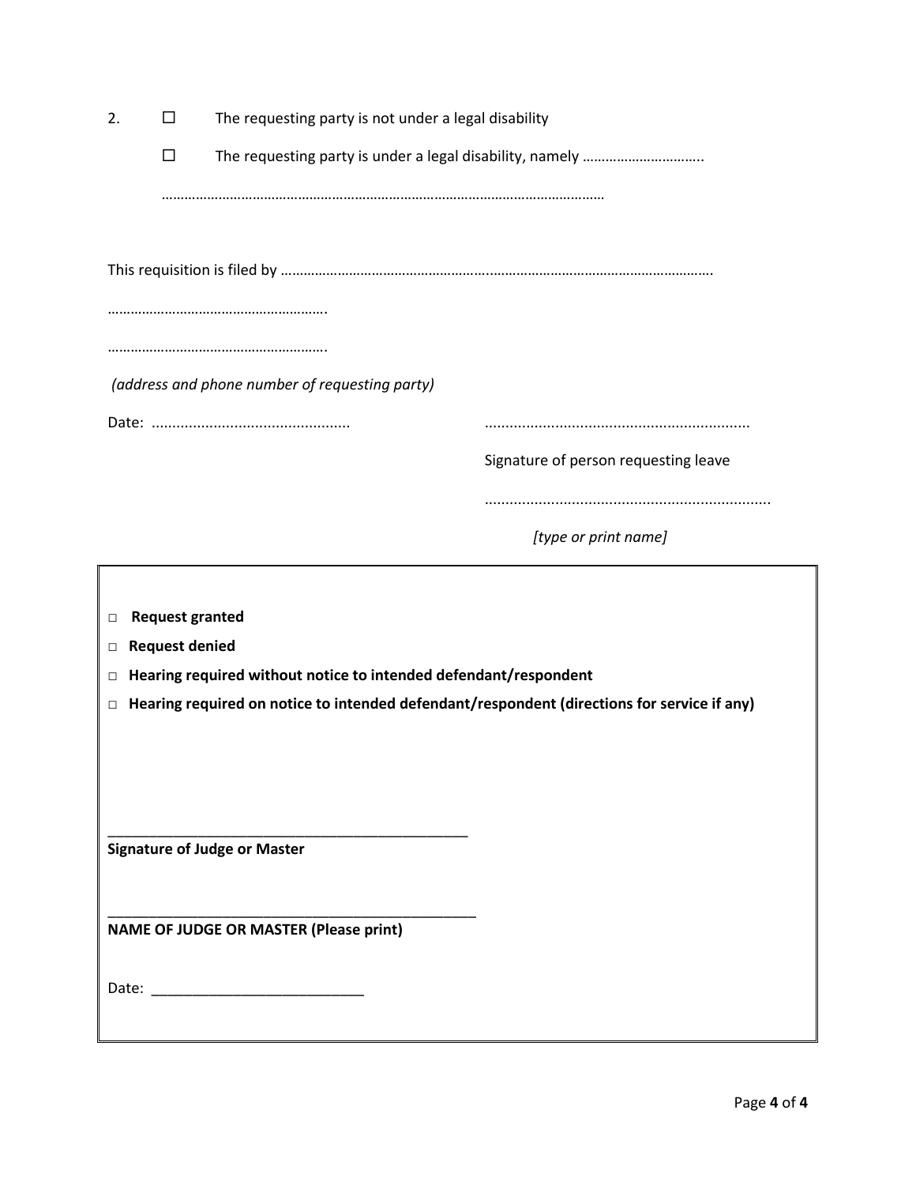2. ☐ The requesting party is not under a legal disability

☐ The requesting party is under a legal disability, namely …………………………..

………………………………………………………………………………………………………

This requisition is filed by ……………………………………………………………………………………………………….

…………………………………………………

…………………………………………………

*(address and phone number of requesting party)*

Date: ................................................ ................................................................

Signature of person requesting leave

....................................................................

*[type or print name]*

---

□ **Request granted**

□ **Request denied**

□ **Hearing required without notice to intended defendant/respondent**

□ **Hearing required on notice to intended defendant/respondent (directions for service if any)**

_______________________________________________

**Signature of Judge or Master**

_______________________________________________

**NAME OF JUDGE OR MASTER (Please print)**

Date: ___________________________